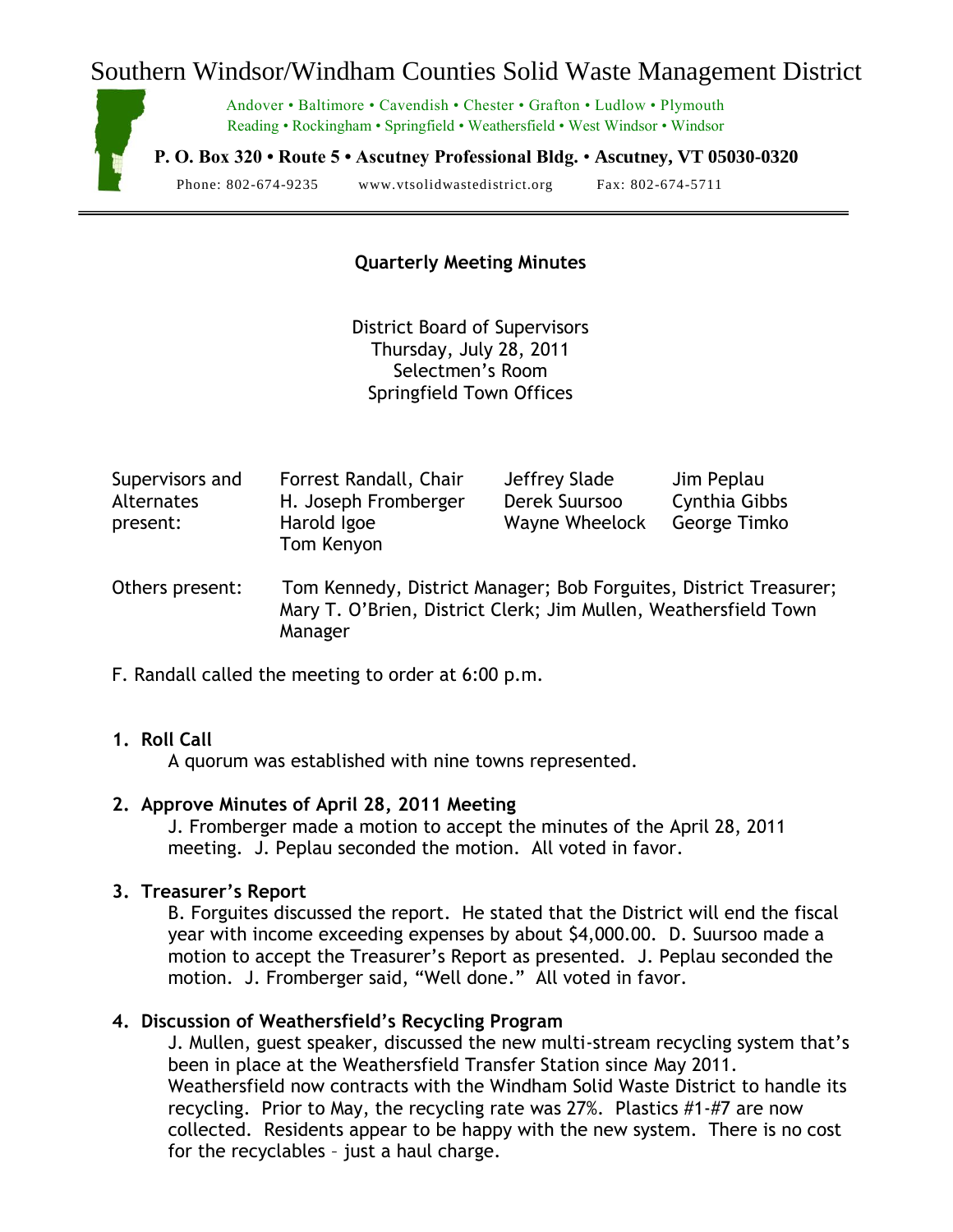# Southern Windsor/Windham Counties Solid Waste Management District

Andover • Baltimore • Cavendish • Chester • Grafton • Ludlow • Plymouth
Reading • Rockingham • Springfield • Weathersfield • West Windsor • Windsor

**P. O. Box 320 • Route 5 • Ascutney Professional Bldg. • Ascutney, VT 05030-0320**

Phone: 802-674-9235 www.vtsolidwastedistrict.org Fax: 802-674-5711

---

## Quarterly Meeting Minutes

District Board of Supervisors
Thursday, July 28, 2011
Selectmen's Room
Springfield Town Offices

| Supervisors and Alternates present: | Forrest Randall, Chair | Jeffrey Slade | Jim Peplau |
|---|---|---|---|
| | H. Joseph Fromberger | Derek Suursoo | Cynthia Gibbs |
| | Harold Igoe | Wayne Wheelock | George Timko |
| | Tom Kenyon | | |

Others present: Tom Kennedy, District Manager; Bob Forguites, District Treasurer; Mary T. O'Brien, District Clerk; Jim Mullen, Weathersfield Town Manager

F. Randall called the meeting to order at 6:00 p.m.

1. **Roll Call**
   A quorum was established with nine towns represented.

2. **Approve Minutes of April 28, 2011 Meeting**
   J. Fromberger made a motion to accept the minutes of the April 28, 2011 meeting. J. Peplau seconded the motion. All voted in favor.

3. **Treasurer's Report**
   B. Forguites discussed the report. He stated that the District will end the fiscal year with income exceeding expenses by about $4,000.00. D. Suursoo made a motion to accept the Treasurer's Report as presented. J. Peplau seconded the motion. J. Fromberger said, "Well done." All voted in favor.

4. **Discussion of Weathersfield's Recycling Program**
   J. Mullen, guest speaker, discussed the new multi-stream recycling system that's been in place at the Weathersfield Transfer Station since May 2011. Weathersfield now contracts with the Windham Solid Waste District to handle its recycling. Prior to May, the recycling rate was 27%. Plastics #1-#7 are now collected. Residents appear to be happy with the new system. There is no cost for the recyclables – just a haul charge.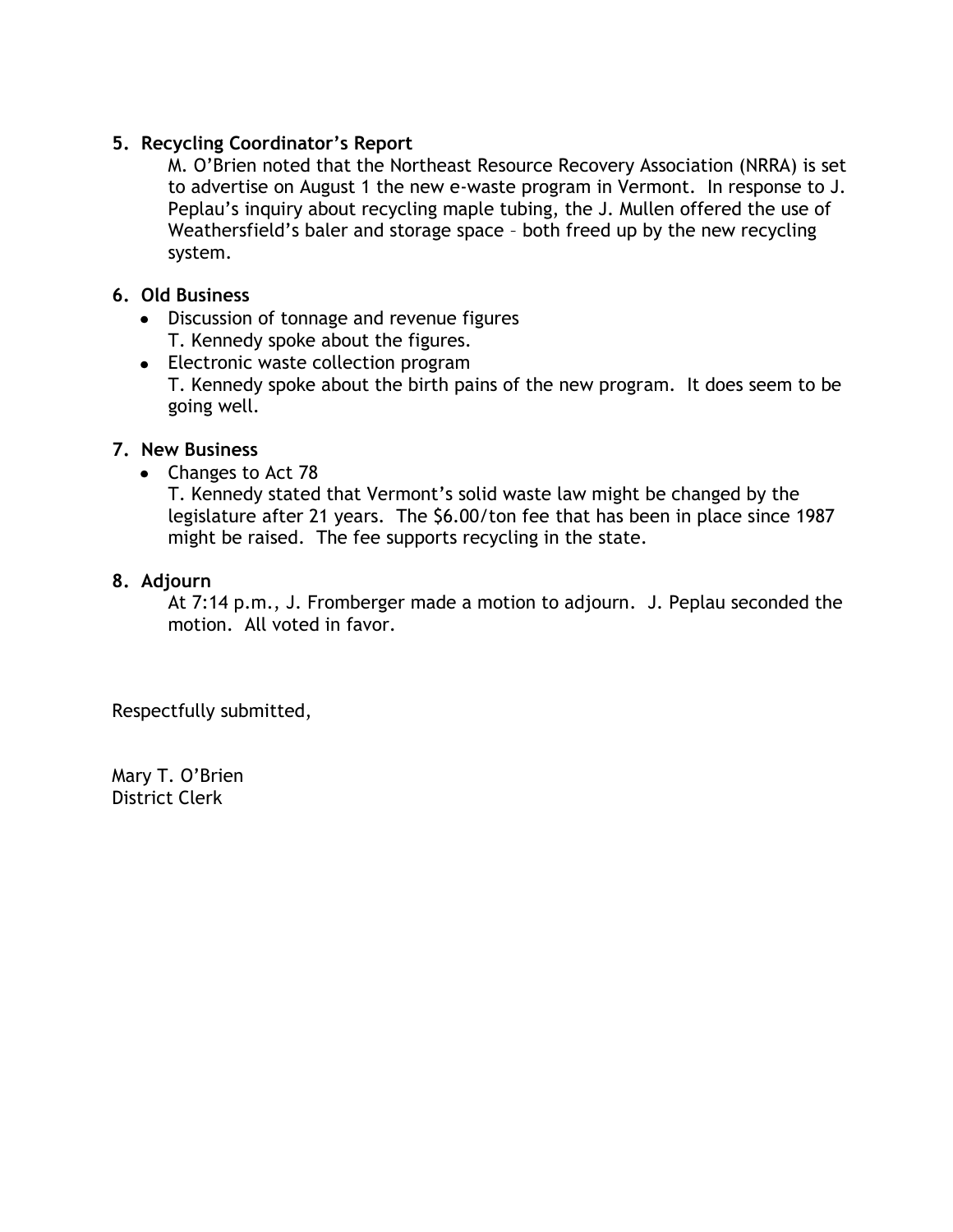5. **Recycling Coordinator's Report**

   M. O'Brien noted that the Northeast Resource Recovery Association (NRRA) is set to advertise on August 1 the new e-waste program in Vermont. In response to J. Peplau's inquiry about recycling maple tubing, the J. Mullen offered the use of Weathersfield's baler and storage space – both freed up by the new recycling system.

6. **Old Business**
   - Discussion of tonnage and revenue figures
     T. Kennedy spoke about the figures.
   - Electronic waste collection program
     T. Kennedy spoke about the birth pains of the new program. It does seem to be going well.

7. **New Business**
   - Changes to Act 78
     T. Kennedy stated that Vermont's solid waste law might be changed by the legislature after 21 years. The $6.00/ton fee that has been in place since 1987 might be raised. The fee supports recycling in the state.

8. **Adjourn**

   At 7:14 p.m., J. Fromberger made a motion to adjourn. J. Peplau seconded the motion. All voted in favor.

Respectfully submitted,

Mary T. O'Brien
District Clerk